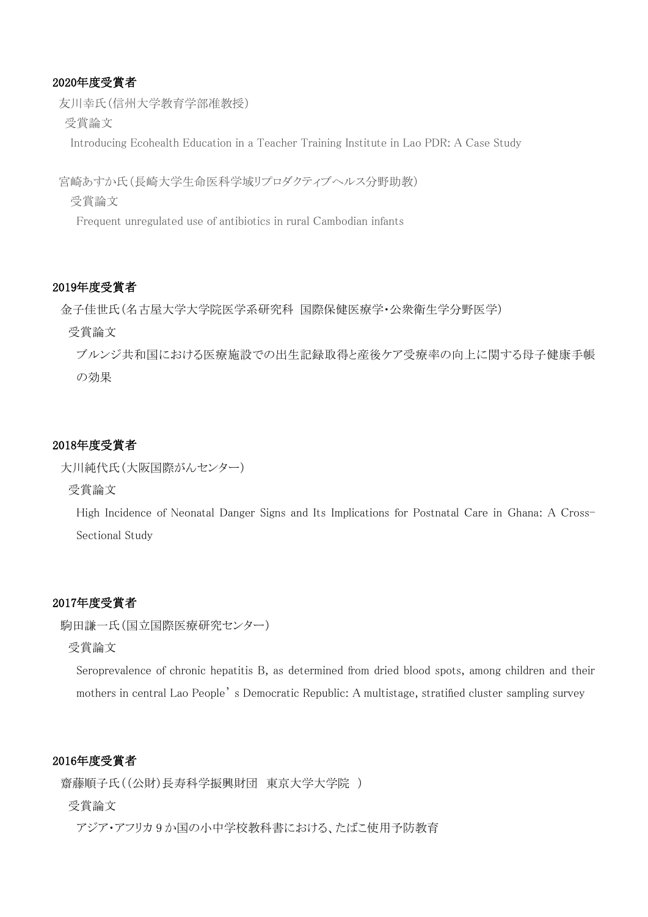## 2020年度受賞者

友川幸氏（信州大学教育学部准教授）

受賞論文

Introducing Ecohealth Education in a Teacher Training Institute in Lao PDR: A Case Study

宮崎あすか氏（長崎大学生命医科学域リプロダクティブヘルス分野助教）

受賞論文

Frequent unregulated use of antibiotics in rural Cambodian infants

## 2019年度受賞者

金子佳世氏（名古屋大学大学院医学系研究科 国際保健医療学・公衆衛生学分野医学）

受賞論文

ブルンジ共和国における医療施設での出生記録取得と産後ケア受療率の向上に関する母子健康手帳の効果

## 2018年度受賞者

大川純代氏（大阪国際がんセンター）

受賞論文

High Incidence of Neonatal Danger Signs and Its Implications for Postnatal Care in Ghana: A Cross-Sectional Study

## 2017年度受賞者

駒田謙一氏（国立国際医療研究センター）

受賞論文

Seroprevalence of chronic hepatitis B, as determined from dried blood spots, among children and their mothers in central Lao People's Democratic Republic: A multistage, stratified cluster sampling survey

## 2016年度受賞者

齋藤順子氏（（公財）長寿科学振興財団 東京大学大学院 ）

受賞論文

アジア・アフリカ 9 か国の小中学校教科書における、たばこ使用予防教育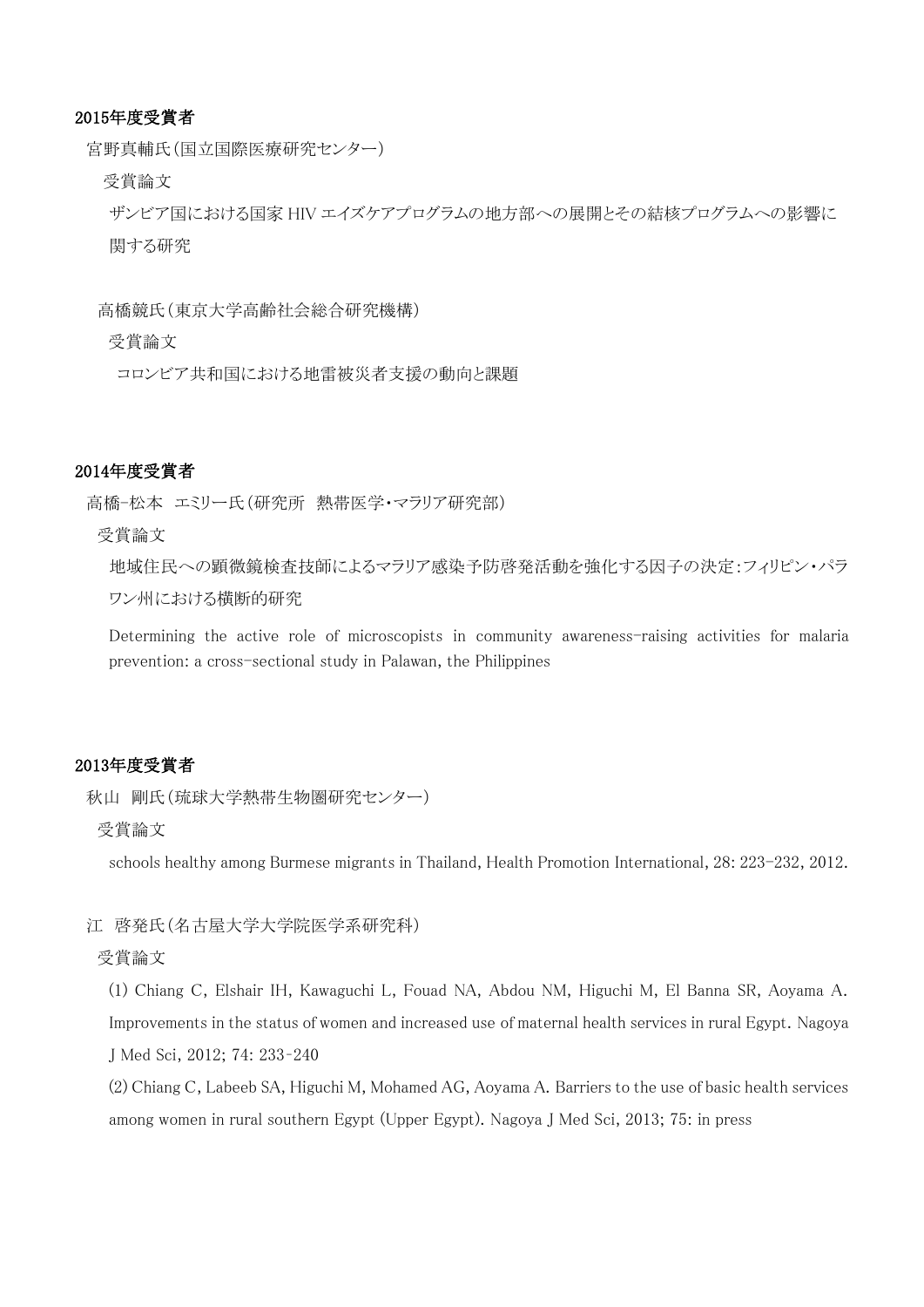## 2015年度受賞者

宮野真輔氏（国立国際医療研究センター）

受賞論文

ザンビア国における国家 HIV エイズケアプログラムの地方部への展開とその結核プログラムへの影響に関する研究

高橋競氏（東京大学高齢社会総合研究機構）

受賞論文

コロンビア共和国における地雷被災者支援の動向と課題

## 2014年度受賞者

高橋-松本　エミリー氏（研究所　熱帯医学・マラリア研究部）

受賞論文

地域住民への顕微鏡検査技師によるマラリア感染予防啓発活動を強化する因子の決定：フィリピン・パラワン州における横断的研究

Determining the active role of microscopists in community awareness-raising activities for malaria prevention: a cross-sectional study in Palawan, the Philippines

## 2013年度受賞者

秋山　剛氏（琉球大学熱帯生物圏研究センター）

受賞論文

schools healthy among Burmese migrants in Thailand, Health Promotion International, 28: 223-232, 2012.

江　啓発氏（名古屋大学大学院医学系研究科）

受賞論文

(1) Chiang C, Elshair IH, Kawaguchi L, Fouad NA, Abdou NM, Higuchi M, El Banna SR, Aoyama A. Improvements in the status of women and increased use of maternal health services in rural Egypt. Nagoya J Med Sci, 2012; 74: 233-240

(2) Chiang C, Labeeb SA, Higuchi M, Mohamed AG, Aoyama A. Barriers to the use of basic health services among women in rural southern Egypt (Upper Egypt). Nagoya J Med Sci, 2013; 75: in press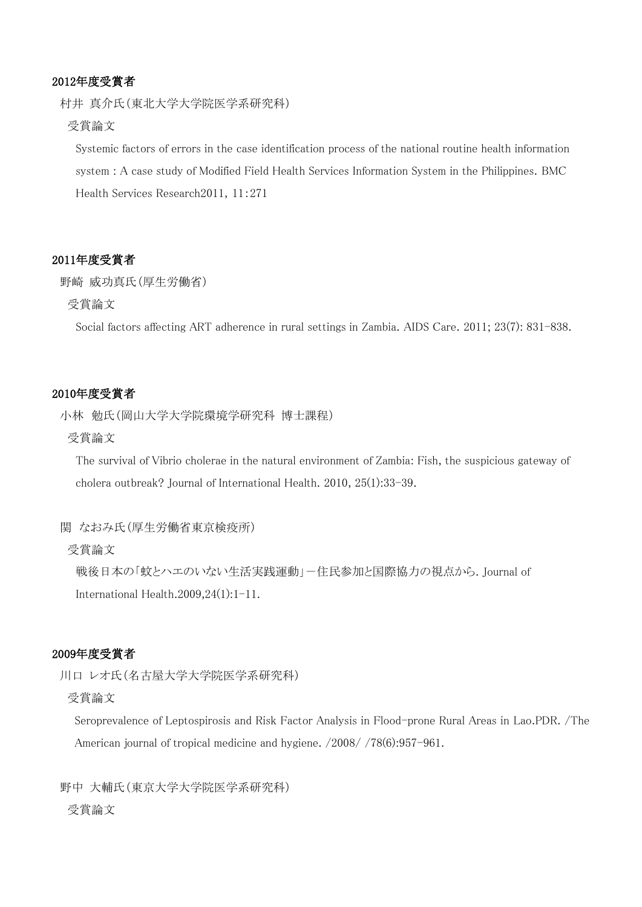## 2012年度受賞者

村井 真介氏(東北大学大学院医学系研究科)

受賞論文

Systemic factors of errors in the case identification process of the national routine health information system : A case study of Modified Field Health Services Information System in the Philippines. BMC Health Services Research2011, 11:271

## 2011年度受賞者

野崎 威功真氏(厚生労働省)

受賞論文

Social factors affecting ART adherence in rural settings in Zambia. AIDS Care. 2011; 23(7): 831-838.

## 2010年度受賞者

小林 勉氏(岡山大学大学院環境学研究科 博士課程)

受賞論文

The survival of Vibrio cholerae in the natural environment of Zambia: Fish, the suspicious gateway of cholera outbreak? Journal of International Health. 2010, 25(1):33-39.

関 なおみ氏(厚生労働省東京検疫所)

受賞論文

戦後日本の「蚊とハエのいない生活実践運動」－住民参加と国際協力の視点から. Journal of International Health.2009,24(1):1-11.

## 2009年度受賞者

川口 レオ氏(名古屋大学大学院医学系研究科)

受賞論文

Seroprevalence of Leptospirosis and Risk Factor Analysis in Flood-prone Rural Areas in Lao.PDR. /The American journal of tropical medicine and hygiene. /2008/ /78(6):957-961.

野中 大輔氏(東京大学大学院医学系研究科)

受賞論文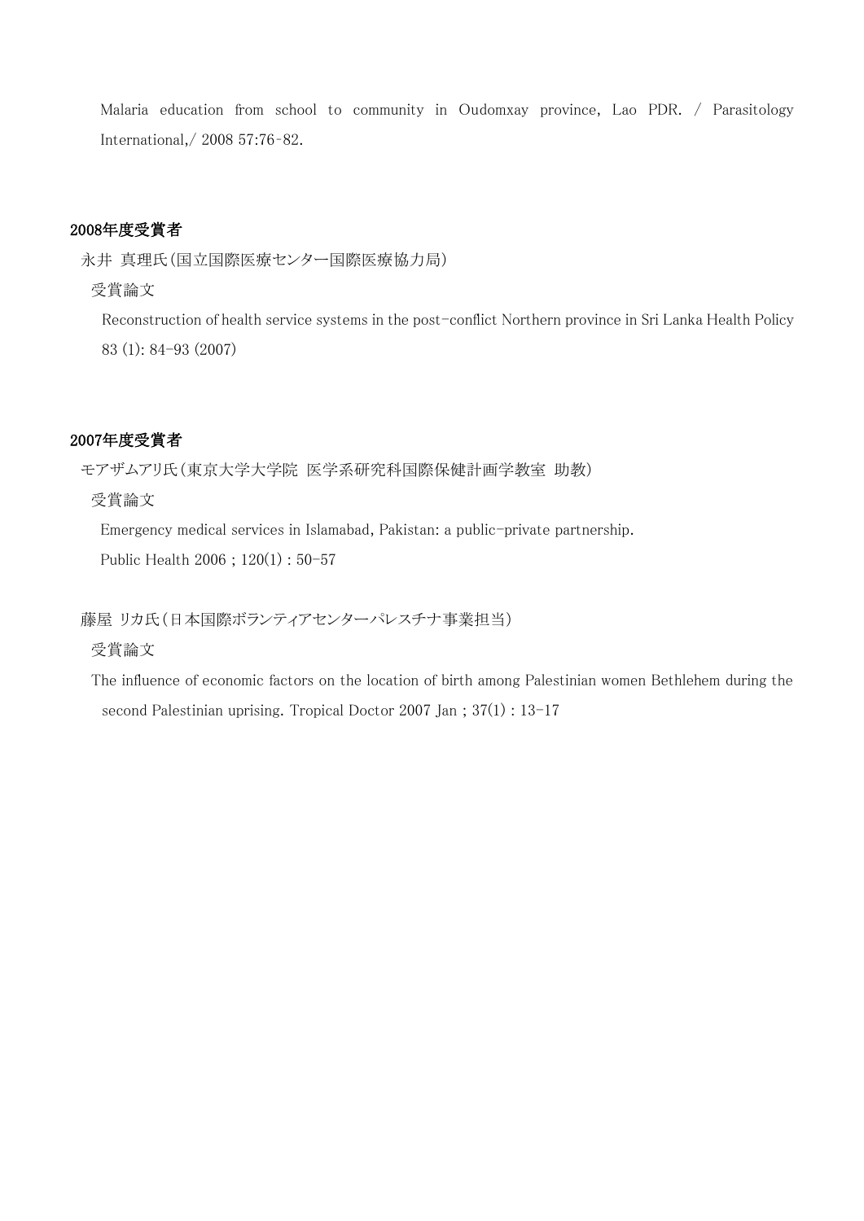Malaria education from school to community in Oudomxay province, Lao PDR. / Parasitology International,/ 2008 57:76-82.

## 2008年度受賞者

永井 真理氏（国立国際医療センター国際医療協力局）

受賞論文

Reconstruction of health service systems in the post-conflict Northern province in Sri Lanka Health Policy 83 (1): 84-93 (2007)

## 2007年度受賞者

モアザムアリ氏（東京大学大学院 医学系研究科国際保健計画学教室 助教）

受賞論文

Emergency medical services in Islamabad, Pakistan: a public-private partnership.
Public Health 2006 ; 120(1) : 50-57

藤屋 リカ氏（日本国際ボランティアセンターパレスチナ事業担当）

受賞論文

The influence of economic factors on the location of birth among Palestinian women Bethlehem during the second Palestinian uprising. Tropical Doctor 2007 Jan ; 37(1) : 13-17